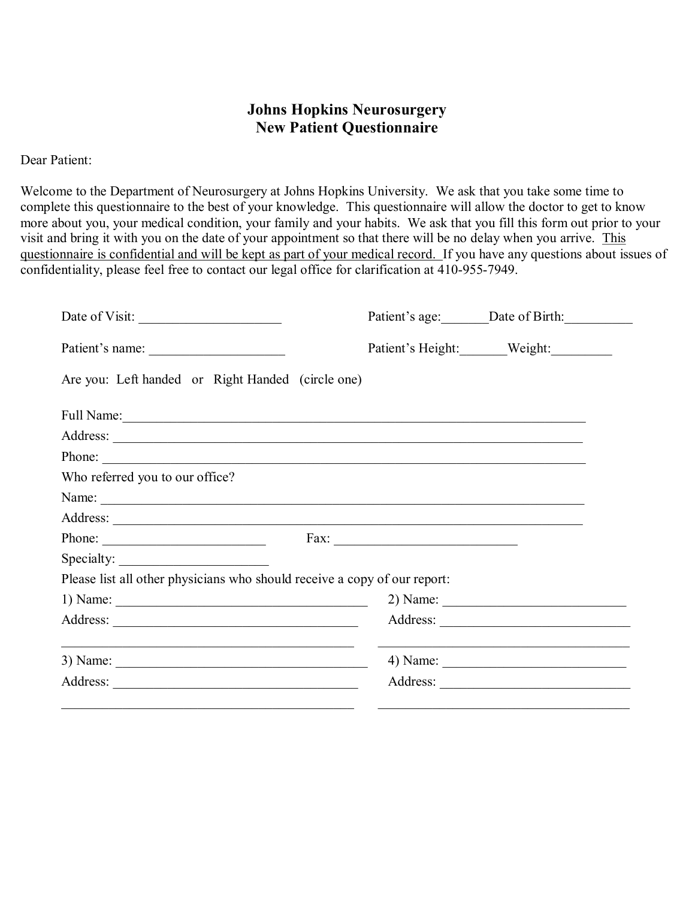# Johns Hopkins Neurosurgery
## New Patient Questionnaire

Dear Patient:

Welcome to the Department of Neurosurgery at Johns Hopkins University. We ask that you take some time to complete this questionnaire to the best of your knowledge. This questionnaire will allow the doctor to get to know more about you, your medical condition, your family and your habits. We ask that you fill this form out prior to your visit and bring it with you on the date of your appointment so that there will be no delay when you arrive. <u>This questionnaire is confidential and will be kept as part of your medical record.</u> If you have any questions about issues of confidentiality, please feel free to contact our legal office for clarification at 410-955-7949.

Date of Visit: ____________________ Patient's age:_______ Date of Birth:__________

Patient's name: ____________________ Patient's Height:_______ Weight:_________

Are you: Left handed or Right Handed (circle one)

Full Name:______________________________________________________________________

Address: ______________________________________________________________________

Phone: ________________________________________________________________________

Who referred you to our office?

Name: ________________________________________________________________________

Address: ______________________________________________________________________

Phone: ________________________ Fax: ___________________________

Specialty: ______________________

Please list all other physicians who should receive a copy of our report:

1) Name: ______________________________________ 2) Name: ____________________________

Address: ______________________________________ Address: ____________________________

______________________________________________ ______________________________________

3) Name: ______________________________________ 4) Name: ____________________________

Address: ______________________________________ Address: ____________________________

______________________________________________ ______________________________________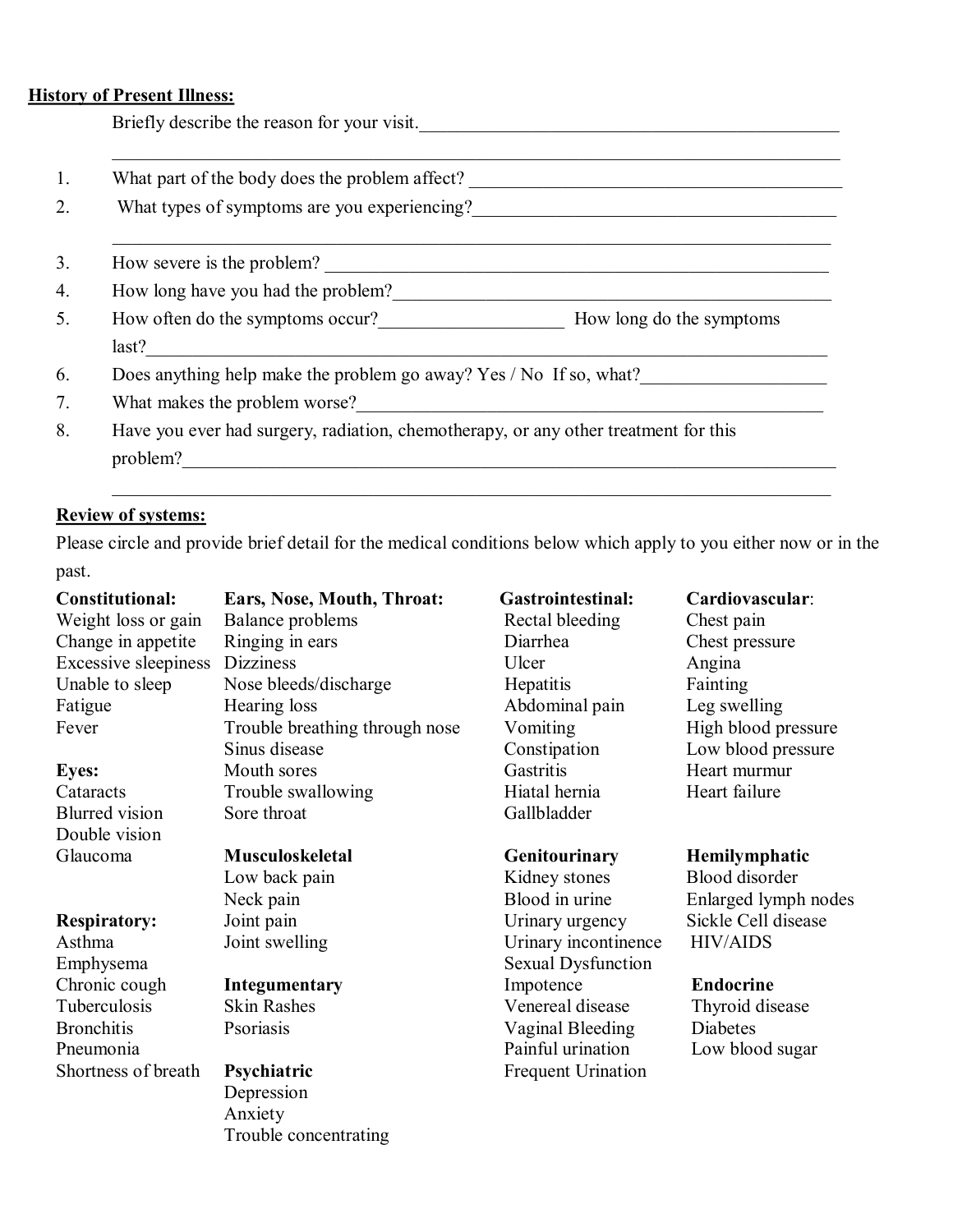**History of Present Illness:**

Briefly describe the reason for your visit.\_\_\_\_\_\_\_\_\_\_\_\_\_\_\_\_\_\_\_\_\_\_\_\_\_\_\_\_\_\_\_\_\_\_\_\_\_\_\_\_\_\_\_\_\_\_

\_\_\_\_\_\_\_\_\_\_\_\_\_\_\_\_\_\_\_\_\_\_\_\_\_\_\_\_\_\_\_\_\_\_\_\_\_\_\_\_\_\_\_\_\_\_\_\_\_\_\_\_\_\_\_\_\_\_\_\_\_\_\_\_\_\_\_\_\_\_\_\_\_\_\_\_

1. What part of the body does the problem affect? \_\_\_\_\_\_\_\_\_\_\_\_\_\_\_\_\_\_\_\_\_\_\_\_\_\_\_\_\_\_\_\_\_\_\_\_\_\_\_\_\_\_
2. What types of symptoms are you experiencing?\_\_\_\_\_\_\_\_\_\_\_\_\_\_\_\_\_\_\_\_\_\_\_\_\_\_\_\_\_\_\_\_\_\_\_\_\_\_\_\_

   \_\_\_\_\_\_\_\_\_\_\_\_\_\_\_\_\_\_\_\_\_\_\_\_\_\_\_\_\_\_\_\_\_\_\_\_\_\_\_\_\_\_\_\_\_\_\_\_\_\_\_\_\_\_\_\_\_\_\_\_\_\_\_\_\_\_\_\_\_\_\_\_\_\_\_\_
3. How severe is the problem? \_\_\_\_\_\_\_\_\_\_\_\_\_\_\_\_\_\_\_\_\_\_\_\_\_\_\_\_\_\_\_\_\_\_\_\_\_\_\_\_\_\_\_\_\_\_\_\_\_\_\_\_\_\_\_\_\_
4. How long have you had the problem?\_\_\_\_\_\_\_\_\_\_\_\_\_\_\_\_\_\_\_\_\_\_\_\_\_\_\_\_\_\_\_\_\_\_\_\_\_\_\_\_\_\_\_\_\_\_\_\_
5. How often do the symptoms occur?\_\_\_\_\_\_\_\_\_\_\_\_\_\_\_\_\_\_\_\_ How long do the symptoms last?\_\_\_\_\_\_\_\_\_\_\_\_\_\_\_\_\_\_\_\_\_\_\_\_\_\_\_\_\_\_\_\_\_\_\_\_\_\_\_\_\_\_\_\_\_\_\_\_\_\_\_\_\_\_\_\_\_\_\_\_\_\_\_\_\_\_\_\_\_\_\_\_\_
6. Does anything help make the problem go away? Yes / No If so, what?\_\_\_\_\_\_\_\_\_\_\_\_\_\_\_\_\_\_\_\_
7. What makes the problem worse?\_\_\_\_\_\_\_\_\_\_\_\_\_\_\_\_\_\_\_\_\_\_\_\_\_\_\_\_\_\_\_\_\_\_\_\_\_\_\_\_\_\_\_\_\_\_\_\_\_\_\_\_\_
8. Have you ever had surgery, radiation, chemotherapy, or any other treatment for this problem?\_\_\_\_\_\_\_\_\_\_\_\_\_\_\_\_\_\_\_\_\_\_\_\_\_\_\_\_\_\_\_\_\_\_\_\_\_\_\_\_\_\_\_\_\_\_\_\_\_\_\_\_\_\_\_\_\_\_\_\_\_\_\_\_\_\_\_\_\_\_\_

   \_\_\_\_\_\_\_\_\_\_\_\_\_\_\_\_\_\_\_\_\_\_\_\_\_\_\_\_\_\_\_\_\_\_\_\_\_\_\_\_\_\_\_\_\_\_\_\_\_\_\_\_\_\_\_\_\_\_\_\_\_\_\_\_\_\_\_\_\_\_\_\_\_\_\_\_

**Review of systems:**

Please circle and provide brief detail for the medical conditions below which apply to you either now or in the past.

**Constitutional:**
Weight loss or gain
Change in appetite
Excessive sleepiness
Unable to sleep
Fatigue
Fever

**Eyes:**
Cataracts
Blurred vision
Double vision
Glaucoma

**Respiratory:**
Asthma
Emphysema
Chronic cough
Tuberculosis
Bronchitis
Pneumonia
Shortness of breath

**Ears, Nose, Mouth, Throat:**
Balance problems
Ringing in ears
Dizziness
Nose bleeds/discharge
Hearing loss
Trouble breathing through nose
Sinus disease
Mouth sores
Trouble swallowing
Sore throat

**Musculoskeletal**
Low back pain
Neck pain
Joint pain
Joint swelling

**Integumentary**
Skin Rashes
Psoriasis

**Psychiatric**
Depression
Anxiety
Trouble concentrating

**Gastrointestinal:**
Rectal bleeding
Diarrhea
Ulcer
Hepatitis
Abdominal pain
Vomiting
Constipation
Gastritis
Hiatal hernia
Gallbladder

**Genitourinary**
Kidney stones
Blood in urine
Urinary urgency
Urinary incontinence
Sexual Dysfunction
Impotence
Venereal disease
Vaginal Bleeding
Painful urination
Frequent Urination

**Cardiovascular:**
Chest pain
Chest pressure
Angina
Fainting
Leg swelling
High blood pressure
Low blood pressure
Heart murmur
Heart failure

**Hemilymphatic**
Blood disorder
Enlarged lymph nodes
Sickle Cell disease
HIV/AIDS

**Endocrine**
Thyroid disease
Diabetes
Low blood sugar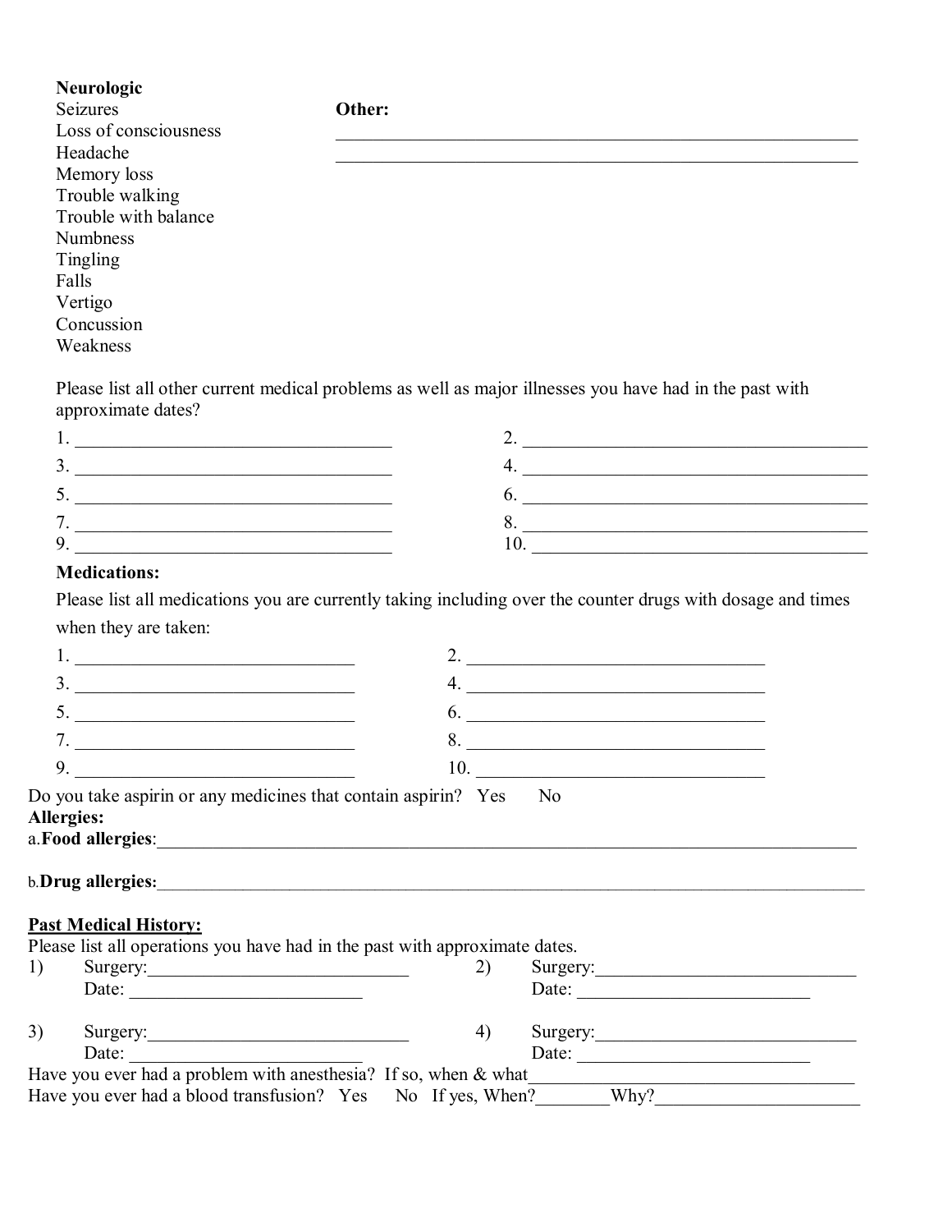**Neurologic**

Seizures
Loss of consciousness
Headache
Memory loss
Trouble walking
Trouble with balance
Numbness
Tingling
Falls
Vertigo
Concussion
Weakness

**Other:** ____________________________________________________________
____________________________________________________________

Please list all other current medical problems as well as major illnesses you have had in the past with approximate dates?

1. ___________________________________ 2. ______________________________________
3. ___________________________________ 4. ______________________________________
5. ___________________________________ 6. ______________________________________
7. ___________________________________ 8. ______________________________________
9. ___________________________________ 10. _____________________________________

**Medications:**

Please list all medications you are currently taking including over the counter drugs with dosage and times when they are taken:

1. ______________________________ 2. _________________________________
3. ______________________________ 4. _________________________________
5. ______________________________ 6. _________________________________
7. ______________________________ 8. _________________________________
9. ______________________________ 10. ________________________________

Do you take aspirin or any medicines that contain aspirin? Yes No

**Allergies:**

a. **Food allergies**:_______________________________________________________________________________

b. **Drug allergies**:_______________________________________________________________________________

**<u>Past Medical History:</u>**

Please list all operations you have had in the past with approximate dates.

1) Surgery:_____________________________ 2) Surgery:_____________________________
Date: _________________________ Date: _________________________

3) Surgery:_____________________________ 4) Surgery:_____________________________
Date: _________________________ Date: _________________________

Have you ever had a problem with anesthesia? If so, when & what____________________________________

Have you ever had a blood transfusion? Yes No If yes, When?________Why?______________________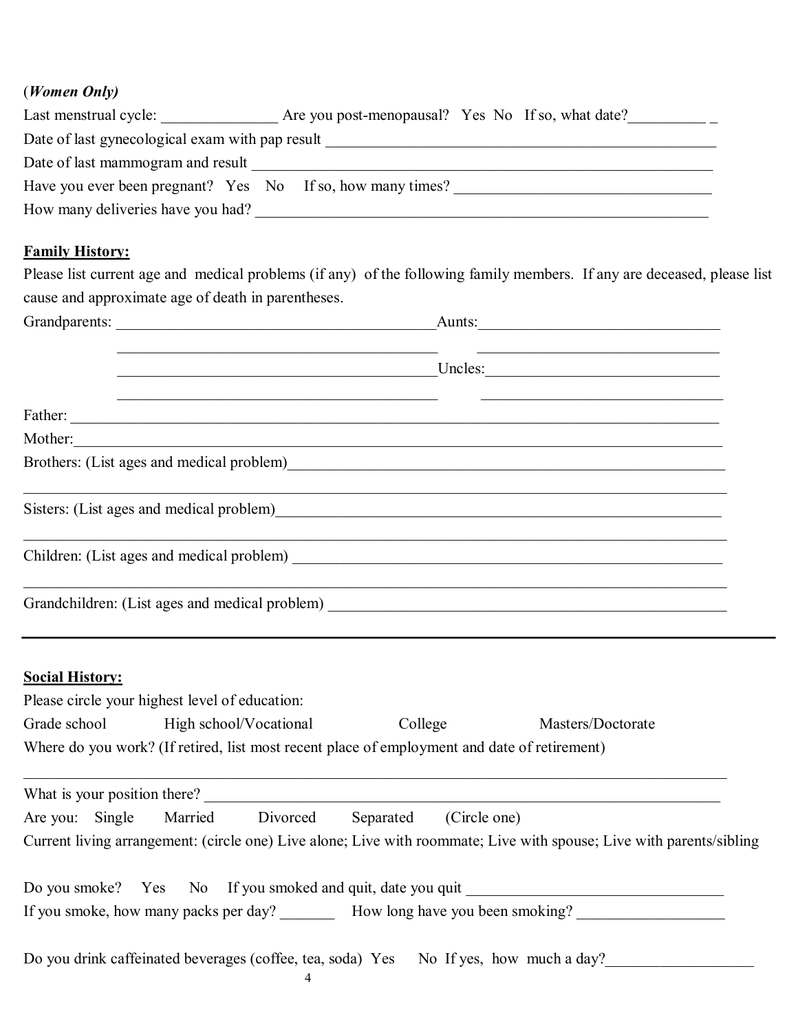(***Women Only)***

Last menstrual cycle: _______________ Are you post-menopausal? Yes No If so, what date?__________ _

Date of last gynecological exam with pap result _____________________________________________________

Date of last mammogram and result ______________________________________________________________

Have you ever been pregnant? Yes No If so, how many times? __________________________________

How many deliveries have you had? ______________________________________________________________

**Family History:**

Please list current age and medical problems (if any) of the following family members. If any are deceased, please list cause and approximate age of death in parentheses.

Grandparents: ___________________________________________ Aunts: _________________________________

_____________________________________________ _________________________________

_____________________________________________ Uncles: _________________________________

_____________________________________________ _________________________________

Father: _____________________________________________________________________________________

Mother: ____________________________________________________________________________________

Brothers: (List ages and medical problem) ________________________________________________________

_____________________________________________________________________________________________

Sisters: (List ages and medical problem) _________________________________________________________

_____________________________________________________________________________________________

Children: (List ages and medical problem) _______________________________________________________

_____________________________________________________________________________________________

Grandchildren: (List ages and medical problem) __________________________________________________

---

**Social History:**

Please circle your highest level of education:

Grade school    High school/Vocational    College    Masters/Doctorate

Where do you work? (If retired, list most recent place of employment and date of retirement)

_____________________________________________________________________________________________

What is your position there? __________________________________________________________________

Are you: Single  Married  Divorced  Separated  (Circle one)

Current living arrangement: (circle one) Live alone; Live with roommate; Live with spouse; Live with parents/sibling

Do you smoke? Yes No If you smoked and quit, date you quit __________________________________

If you smoke, how many packs per day? _______ How long have you been smoking? ___________________

Do you drink caffeinated beverages (coffee, tea, soda) Yes No If yes, how much a day?___________________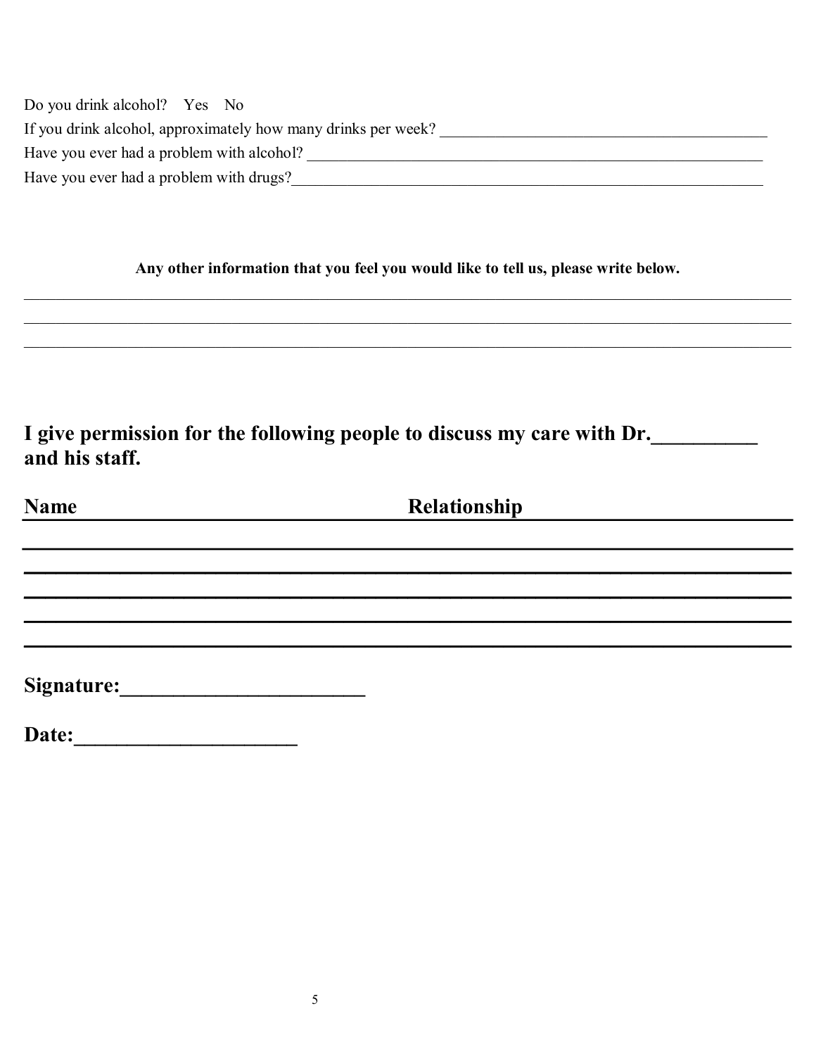Do you drink alcohol? Yes No

If you drink alcohol, approximately how many drinks per week? ___________________________________________

Have you ever had a problem with alcohol? ___________________________________________________________

Have you ever had a problem with drugs?_____________________________________________________________

**Any other information that you feel you would like to tell us, please write below.**

______________________________________________________________________________________________

______________________________________________________________________________________________

______________________________________________________________________________________________

## I give permission for the following people to discuss my care with Dr.__________ and his staff.

| **Name** | **Relationship** |
| --- | --- |
| | |
| | |
| | |
| | |
| | |

**Signature:_______________________**

**Date:_____________________**